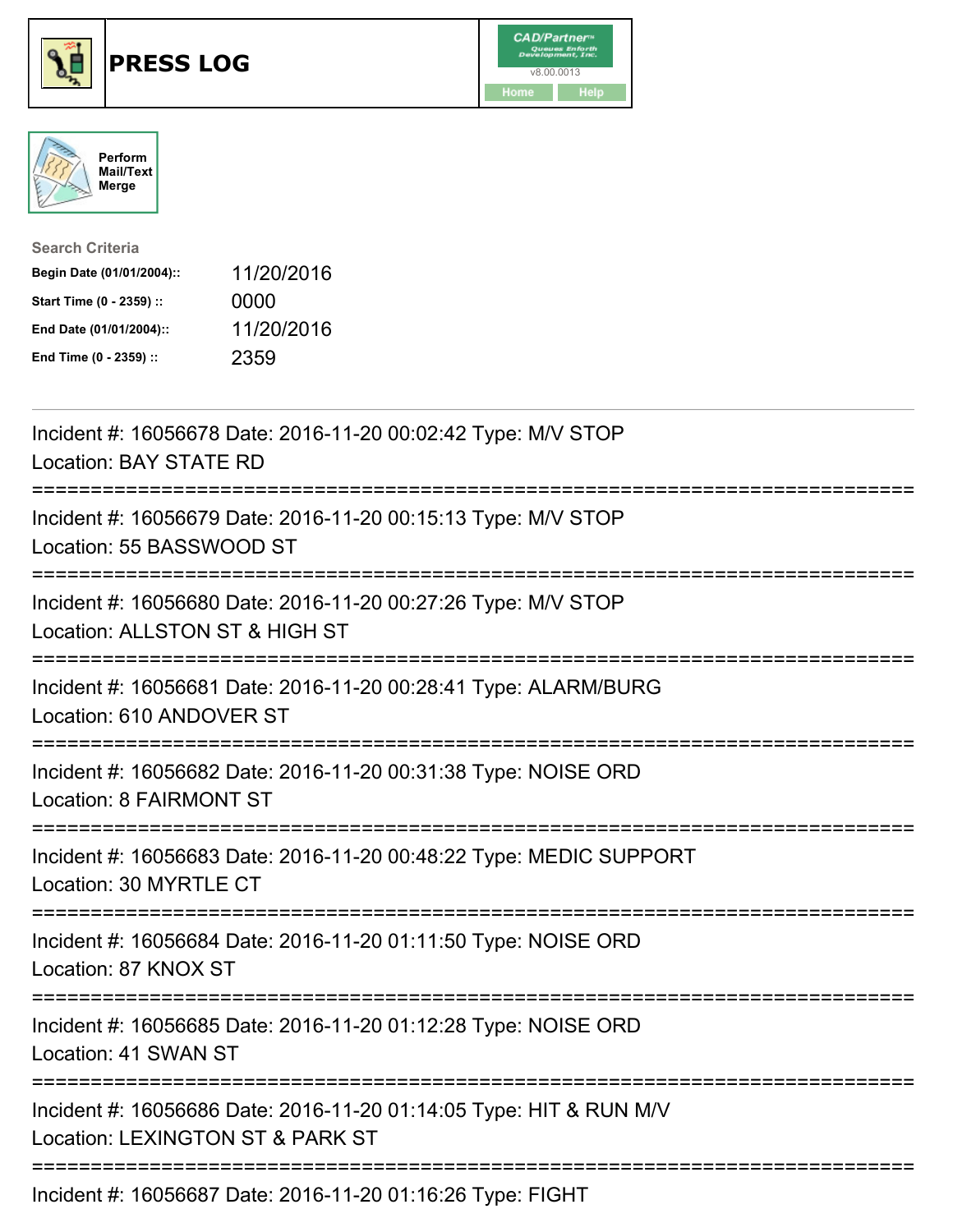# PRESS LOG

Perform Mail/Text Merge

**Search Criteria**

| | |
|---|---|
| **Begin Date (01/01/2004)::** | 11/20/2016 |
| **Start Time (0 - 2359) ::** | 0000 |
| **End Date (01/01/2004)::** | 11/20/2016 |
| **End Time (0 - 2359) ::** | 2359 |

---

Incident #: 16056678 Date: 2016-11-20 00:02:42 Type: M/V STOP
Location: BAY STATE RD

===========================================================================

Incident #: 16056679 Date: 2016-11-20 00:15:13 Type: M/V STOP
Location: 55 BASSWOOD ST

===========================================================================

Incident #: 16056680 Date: 2016-11-20 00:27:26 Type: M/V STOP
Location: ALLSTON ST & HIGH ST

===========================================================================

Incident #: 16056681 Date: 2016-11-20 00:28:41 Type: ALARM/BURG
Location: 610 ANDOVER ST

===========================================================================

Incident #: 16056682 Date: 2016-11-20 00:31:38 Type: NOISE ORD
Location: 8 FAIRMONT ST

===========================================================================

Incident #: 16056683 Date: 2016-11-20 00:48:22 Type: MEDIC SUPPORT
Location: 30 MYRTLE CT

===========================================================================

Incident #: 16056684 Date: 2016-11-20 01:11:50 Type: NOISE ORD
Location: 87 KNOX ST

===========================================================================

Incident #: 16056685 Date: 2016-11-20 01:12:28 Type: NOISE ORD
Location: 41 SWAN ST

===========================================================================

Incident #: 16056686 Date: 2016-11-20 01:14:05 Type: HIT & RUN M/V
Location: LEXINGTON ST & PARK ST

===========================================================================

Incident #: 16056687 Date: 2016-11-20 01:16:26 Type: FIGHT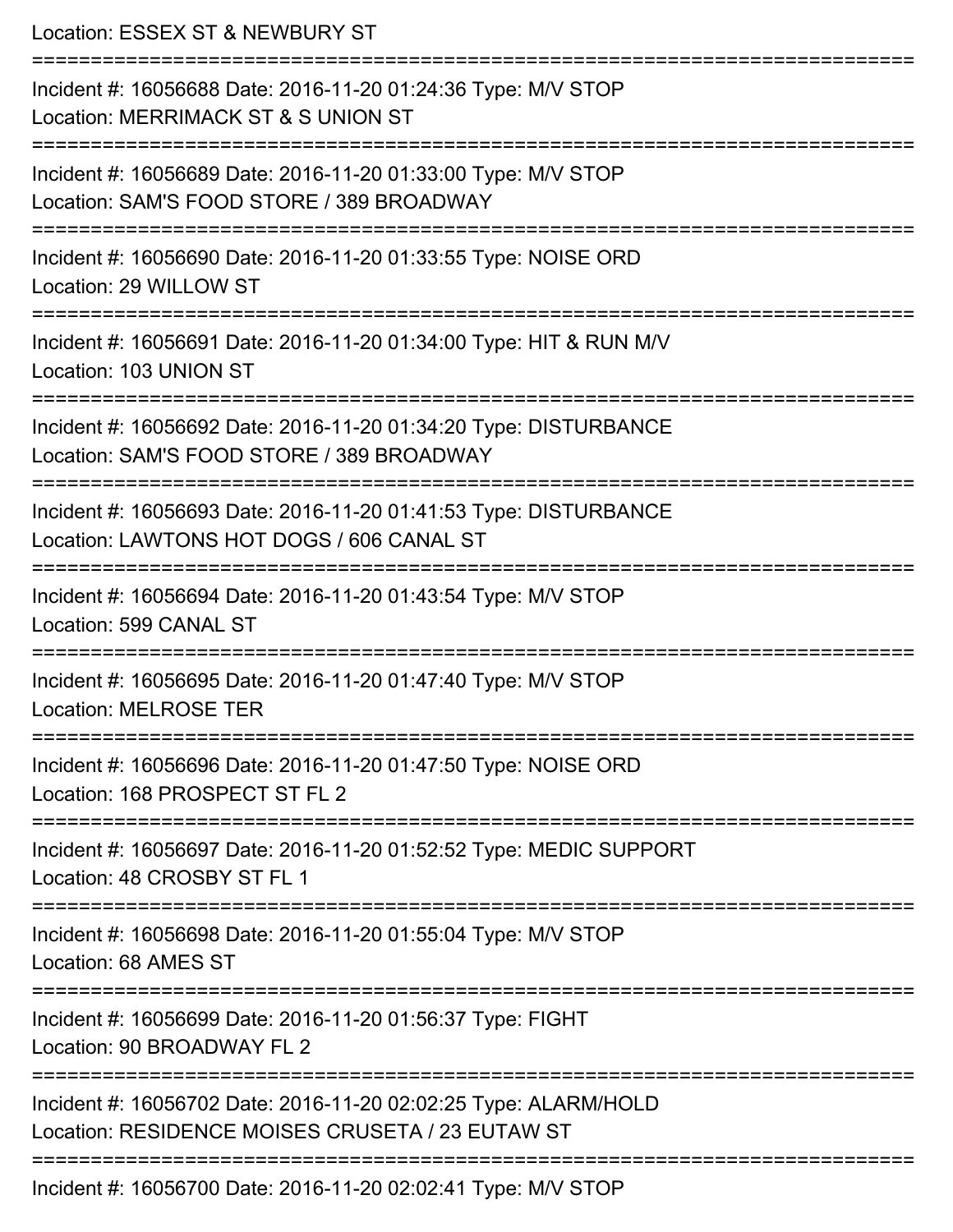Location: ESSEX ST & NEWBURY ST

===========================================================================

Incident #: 16056688 Date: 2016-11-20 01:24:36 Type: M/V STOP
Location: MERRIMACK ST & S UNION ST

===========================================================================

Incident #: 16056689 Date: 2016-11-20 01:33:00 Type: M/V STOP
Location: SAM'S FOOD STORE / 389 BROADWAY

===========================================================================

Incident #: 16056690 Date: 2016-11-20 01:33:55 Type: NOISE ORD
Location: 29 WILLOW ST

===========================================================================

Incident #: 16056691 Date: 2016-11-20 01:34:00 Type: HIT & RUN M/V
Location: 103 UNION ST

===========================================================================

Incident #: 16056692 Date: 2016-11-20 01:34:20 Type: DISTURBANCE
Location: SAM'S FOOD STORE / 389 BROADWAY

===========================================================================

Incident #: 16056693 Date: 2016-11-20 01:41:53 Type: DISTURBANCE
Location: LAWTONS HOT DOGS / 606 CANAL ST

===========================================================================

Incident #: 16056694 Date: 2016-11-20 01:43:54 Type: M/V STOP
Location: 599 CANAL ST

===========================================================================

Incident #: 16056695 Date: 2016-11-20 01:47:40 Type: M/V STOP
Location: MELROSE TER

===========================================================================

Incident #: 16056696 Date: 2016-11-20 01:47:50 Type: NOISE ORD
Location: 168 PROSPECT ST FL 2

===========================================================================

Incident #: 16056697 Date: 2016-11-20 01:52:52 Type: MEDIC SUPPORT
Location: 48 CROSBY ST FL 1

===========================================================================

Incident #: 16056698 Date: 2016-11-20 01:55:04 Type: M/V STOP
Location: 68 AMES ST

===========================================================================

Incident #: 16056699 Date: 2016-11-20 01:56:37 Type: FIGHT
Location: 90 BROADWAY FL 2

===========================================================================

Incident #: 16056702 Date: 2016-11-20 02:02:25 Type: ALARM/HOLD
Location: RESIDENCE MOISES CRUSETA / 23 EUTAW ST

===========================================================================

Incident #: 16056700 Date: 2016-11-20 02:02:41 Type: M/V STOP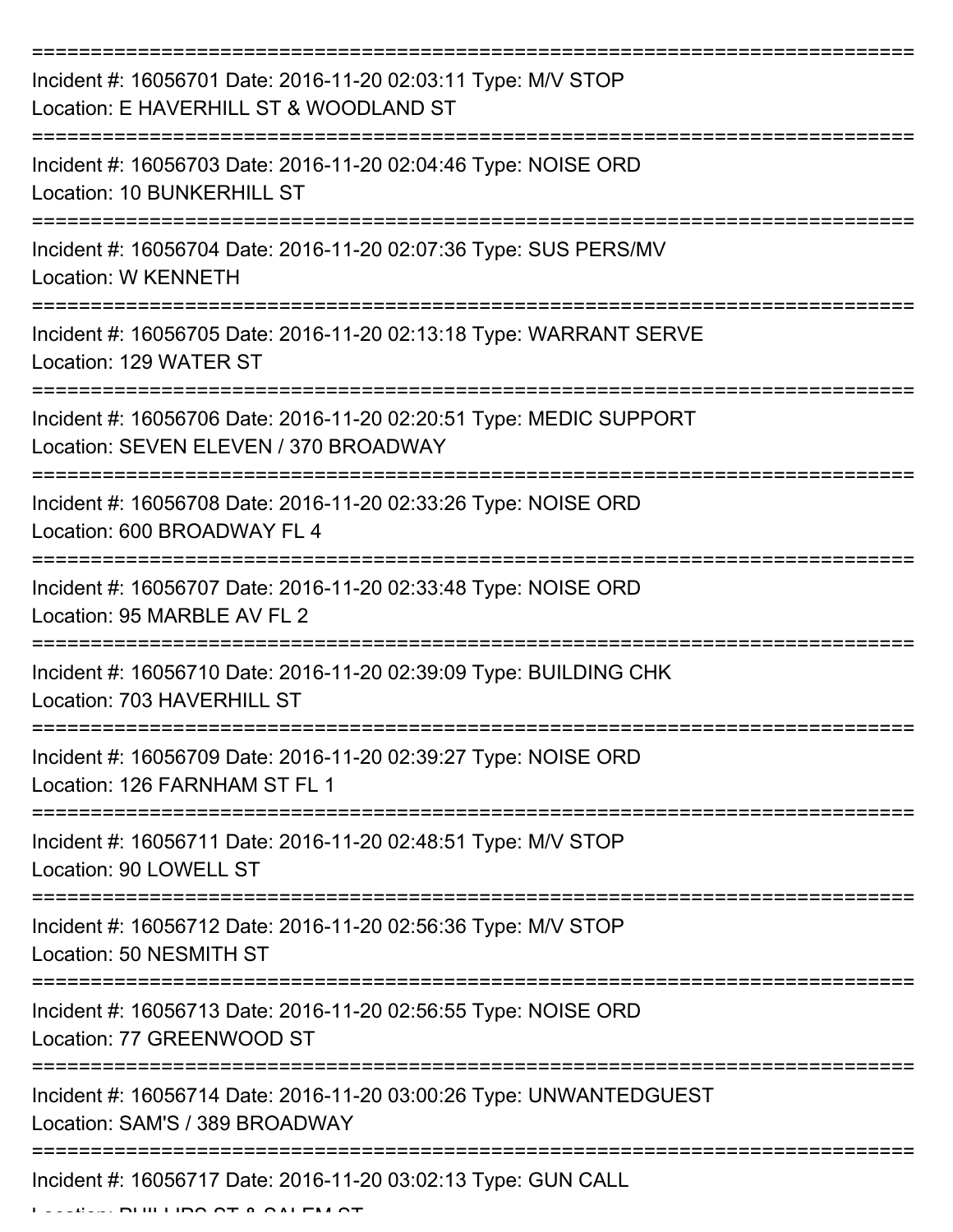===========================================================================

Incident #: 16056701 Date: 2016-11-20 02:03:11 Type: M/V STOP
Location: E HAVERHILL ST & WOODLAND ST

===========================================================================

Incident #: 16056703 Date: 2016-11-20 02:04:46 Type: NOISE ORD
Location: 10 BUNKERHILL ST

===========================================================================

Incident #: 16056704 Date: 2016-11-20 02:07:36 Type: SUS PERS/MV
Location: W KENNETH

===========================================================================

Incident #: 16056705 Date: 2016-11-20 02:13:18 Type: WARRANT SERVE
Location: 129 WATER ST

===========================================================================

Incident #: 16056706 Date: 2016-11-20 02:20:51 Type: MEDIC SUPPORT
Location: SEVEN ELEVEN / 370 BROADWAY

===========================================================================

Incident #: 16056708 Date: 2016-11-20 02:33:26 Type: NOISE ORD
Location: 600 BROADWAY FL 4

===========================================================================

Incident #: 16056707 Date: 2016-11-20 02:33:48 Type: NOISE ORD
Location: 95 MARBLE AV FL 2

===========================================================================

Incident #: 16056710 Date: 2016-11-20 02:39:09 Type: BUILDING CHK
Location: 703 HAVERHILL ST

===========================================================================

Incident #: 16056709 Date: 2016-11-20 02:39:27 Type: NOISE ORD
Location: 126 FARNHAM ST FL 1

===========================================================================

Incident #: 16056711 Date: 2016-11-20 02:48:51 Type: M/V STOP
Location: 90 LOWELL ST

===========================================================================

Incident #: 16056712 Date: 2016-11-20 02:56:36 Type: M/V STOP
Location: 50 NESMITH ST

===========================================================================

Incident #: 16056713 Date: 2016-11-20 02:56:55 Type: NOISE ORD
Location: 77 GREENWOOD ST

===========================================================================

Incident #: 16056714 Date: 2016-11-20 03:00:26 Type: UNWANTEDGUEST
Location: SAM'S / 389 BROADWAY

===========================================================================

Incident #: 16056717 Date: 2016-11-20 03:02:13 Type: GUN CALL
Location: PHILLIPS ST & SALEM ST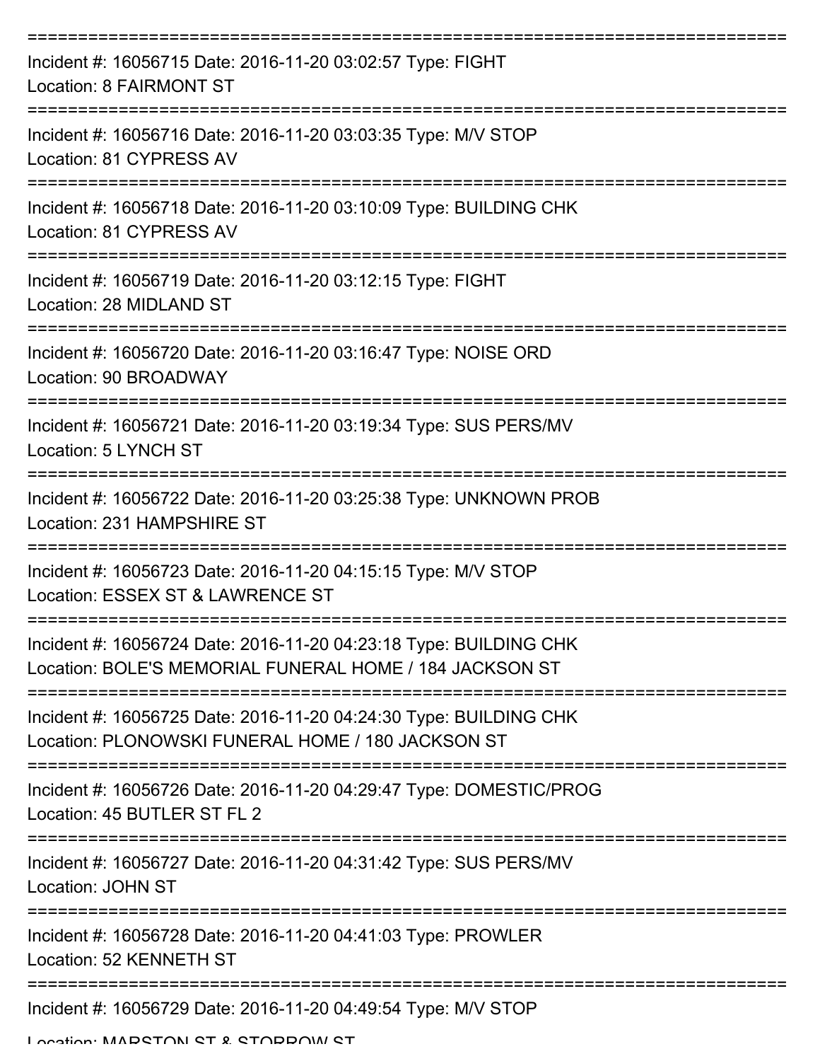Incident #: 16056715 Date: 2016-11-20 03:02:57 Type: FIGHT
Location: 8 FAIRMONT ST

Incident #: 16056716 Date: 2016-11-20 03:03:35 Type: M/V STOP
Location: 81 CYPRESS AV

Incident #: 16056718 Date: 2016-11-20 03:10:09 Type: BUILDING CHK
Location: 81 CYPRESS AV

Incident #: 16056719 Date: 2016-11-20 03:12:15 Type: FIGHT
Location: 28 MIDLAND ST

Incident #: 16056720 Date: 2016-11-20 03:16:47 Type: NOISE ORD
Location: 90 BROADWAY

Incident #: 16056721 Date: 2016-11-20 03:19:34 Type: SUS PERS/MV
Location: 5 LYNCH ST

Incident #: 16056722 Date: 2016-11-20 03:25:38 Type: UNKNOWN PROB
Location: 231 HAMPSHIRE ST

Incident #: 16056723 Date: 2016-11-20 04:15:15 Type: M/V STOP
Location: ESSEX ST & LAWRENCE ST

Incident #: 16056724 Date: 2016-11-20 04:23:18 Type: BUILDING CHK
Location: BOLE'S MEMORIAL FUNERAL HOME / 184 JACKSON ST

Incident #: 16056725 Date: 2016-11-20 04:24:30 Type: BUILDING CHK
Location: PLONOWSKI FUNERAL HOME / 180 JACKSON ST

Incident #: 16056726 Date: 2016-11-20 04:29:47 Type: DOMESTIC/PROG
Location: 45 BUTLER ST FL 2

Incident #: 16056727 Date: 2016-11-20 04:31:42 Type: SUS PERS/MV
Location: JOHN ST

Incident #: 16056728 Date: 2016-11-20 04:41:03 Type: PROWLER
Location: 52 KENNETH ST

Incident #: 16056729 Date: 2016-11-20 04:49:54 Type: M/V STOP
Location: MARSTON ST & STORROW ST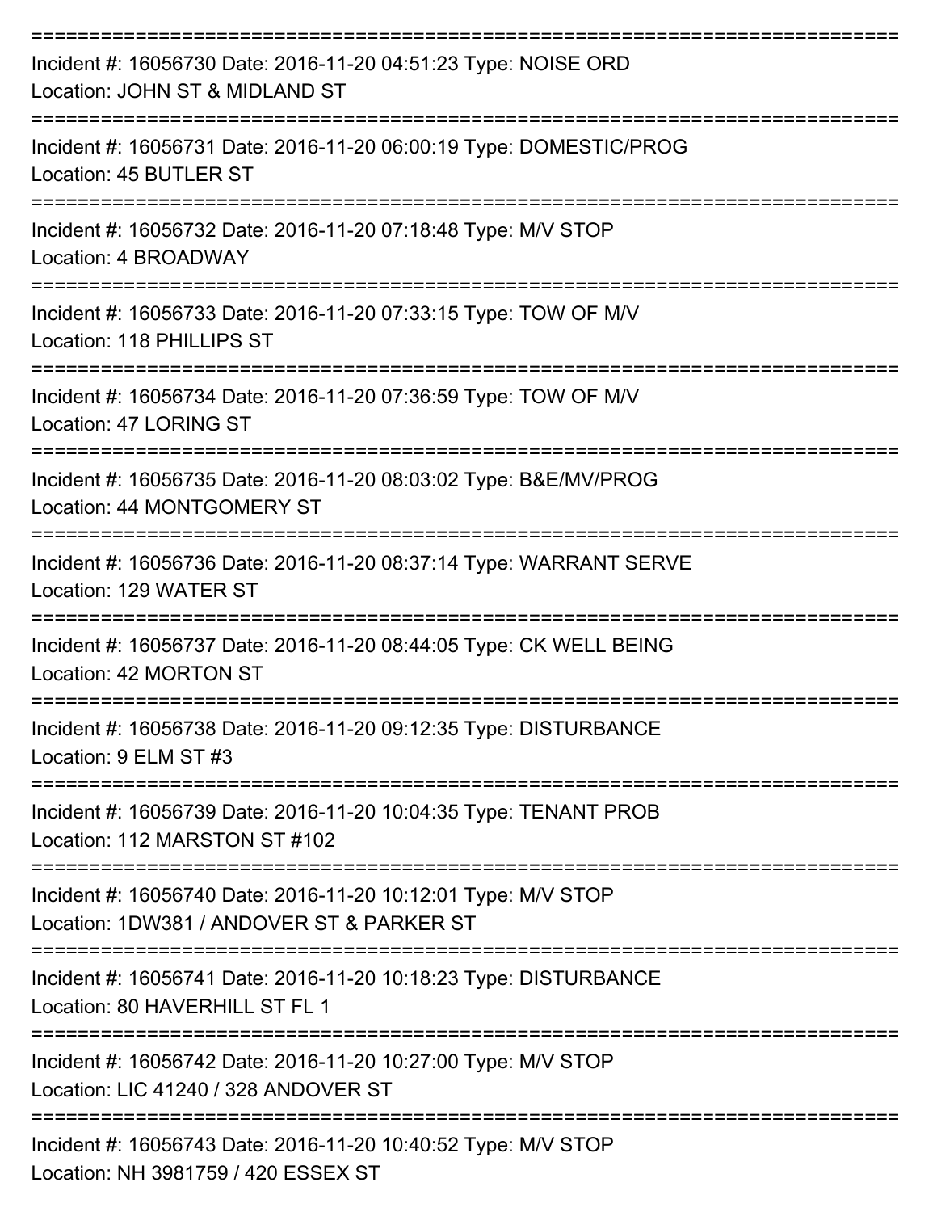===========================================================================

Incident #: 16056730 Date: 2016-11-20 04:51:23 Type: NOISE ORD
Location: JOHN ST & MIDLAND ST

===========================================================================

Incident #: 16056731 Date: 2016-11-20 06:00:19 Type: DOMESTIC/PROG
Location: 45 BUTLER ST

===========================================================================

Incident #: 16056732 Date: 2016-11-20 07:18:48 Type: M/V STOP
Location: 4 BROADWAY

===========================================================================

Incident #: 16056733 Date: 2016-11-20 07:33:15 Type: TOW OF M/V
Location: 118 PHILLIPS ST

===========================================================================

Incident #: 16056734 Date: 2016-11-20 07:36:59 Type: TOW OF M/V
Location: 47 LORING ST

===========================================================================

Incident #: 16056735 Date: 2016-11-20 08:03:02 Type: B&E/MV/PROG
Location: 44 MONTGOMERY ST

===========================================================================

Incident #: 16056736 Date: 2016-11-20 08:37:14 Type: WARRANT SERVE
Location: 129 WATER ST

===========================================================================

Incident #: 16056737 Date: 2016-11-20 08:44:05 Type: CK WELL BEING
Location: 42 MORTON ST

===========================================================================

Incident #: 16056738 Date: 2016-11-20 09:12:35 Type: DISTURBANCE
Location: 9 ELM ST #3

===========================================================================

Incident #: 16056739 Date: 2016-11-20 10:04:35 Type: TENANT PROB
Location: 112 MARSTON ST #102

===========================================================================

Incident #: 16056740 Date: 2016-11-20 10:12:01 Type: M/V STOP
Location: 1DW381 / ANDOVER ST & PARKER ST

===========================================================================

Incident #: 16056741 Date: 2016-11-20 10:18:23 Type: DISTURBANCE
Location: 80 HAVERHILL ST FL 1

===========================================================================

Incident #: 16056742 Date: 2016-11-20 10:27:00 Type: M/V STOP
Location: LIC 41240 / 328 ANDOVER ST

===========================================================================

Incident #: 16056743 Date: 2016-11-20 10:40:52 Type: M/V STOP
Location: NH 3981759 / 420 ESSEX ST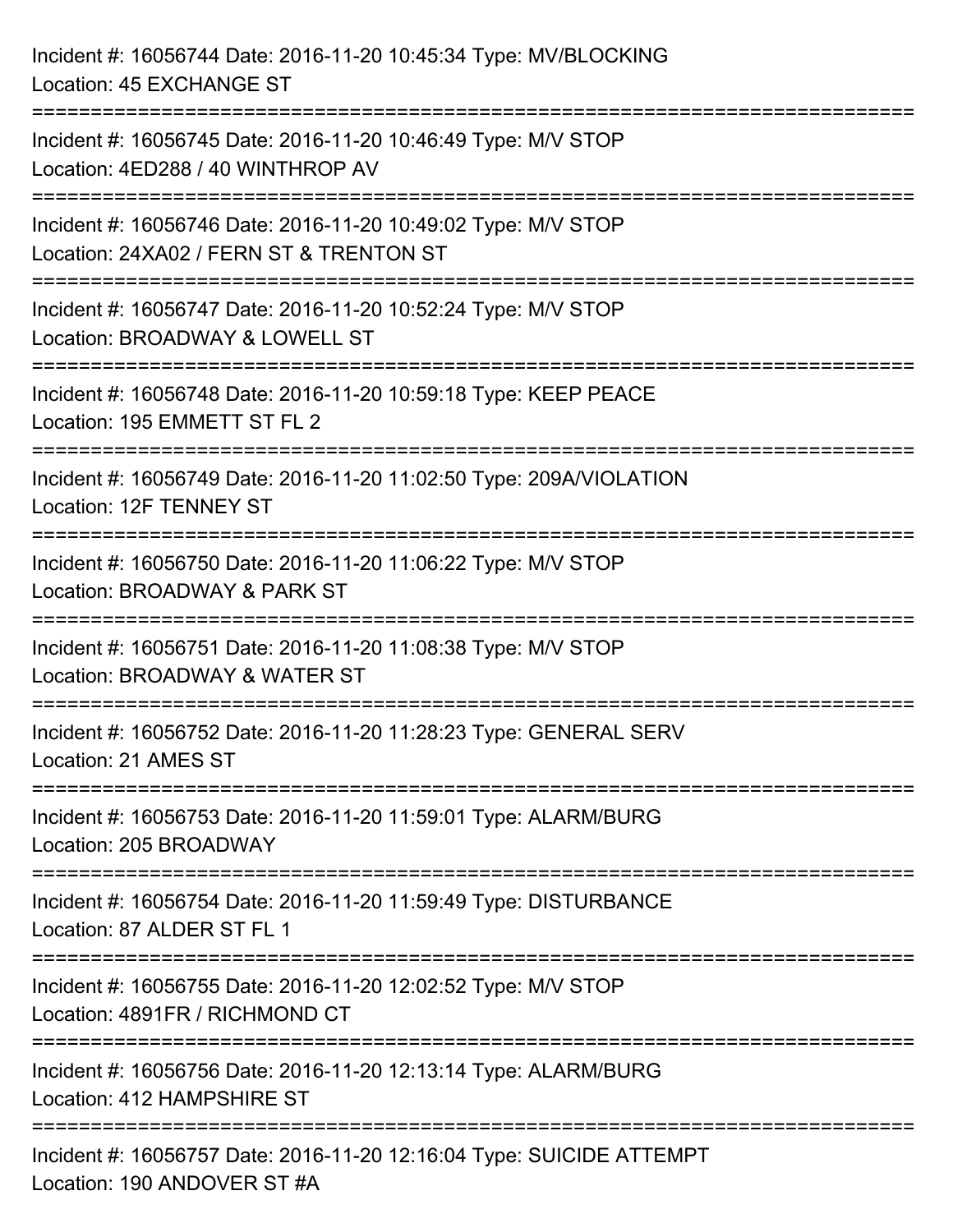Incident #: 16056744 Date: 2016-11-20 10:45:34 Type: MV/BLOCKING
Location: 45 EXCHANGE ST

===========================================================================

Incident #: 16056745 Date: 2016-11-20 10:46:49 Type: M/V STOP
Location: 4ED288 / 40 WINTHROP AV

===========================================================================

Incident #: 16056746 Date: 2016-11-20 10:49:02 Type: M/V STOP
Location: 24XA02 / FERN ST & TRENTON ST

===========================================================================

Incident #: 16056747 Date: 2016-11-20 10:52:24 Type: M/V STOP
Location: BROADWAY & LOWELL ST

===========================================================================

Incident #: 16056748 Date: 2016-11-20 10:59:18 Type: KEEP PEACE
Location: 195 EMMETT ST FL 2

===========================================================================

Incident #: 16056749 Date: 2016-11-20 11:02:50 Type: 209A/VIOLATION
Location: 12F TENNEY ST

===========================================================================

Incident #: 16056750 Date: 2016-11-20 11:06:22 Type: M/V STOP
Location: BROADWAY & PARK ST

===========================================================================

Incident #: 16056751 Date: 2016-11-20 11:08:38 Type: M/V STOP
Location: BROADWAY & WATER ST

===========================================================================

Incident #: 16056752 Date: 2016-11-20 11:28:23 Type: GENERAL SERV
Location: 21 AMES ST

===========================================================================

Incident #: 16056753 Date: 2016-11-20 11:59:01 Type: ALARM/BURG
Location: 205 BROADWAY

===========================================================================

Incident #: 16056754 Date: 2016-11-20 11:59:49 Type: DISTURBANCE
Location: 87 ALDER ST FL 1

===========================================================================

Incident #: 16056755 Date: 2016-11-20 12:02:52 Type: M/V STOP
Location: 4891FR / RICHMOND CT

===========================================================================

Incident #: 16056756 Date: 2016-11-20 12:13:14 Type: ALARM/BURG
Location: 412 HAMPSHIRE ST

===========================================================================

Incident #: 16056757 Date: 2016-11-20 12:16:04 Type: SUICIDE ATTEMPT
Location: 190 ANDOVER ST #A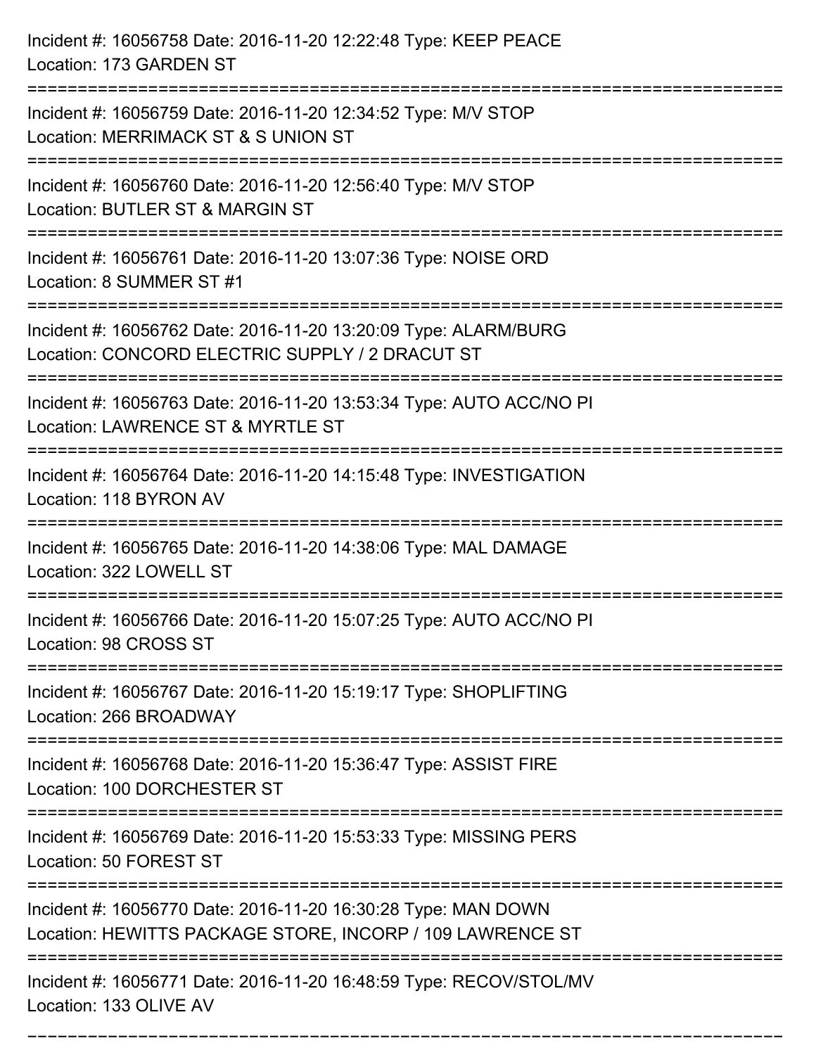Incident #: 16056758 Date: 2016-11-20 12:22:48 Type: KEEP PEACE
Location: 173 GARDEN ST

===========================================================================

Incident #: 16056759 Date: 2016-11-20 12:34:52 Type: M/V STOP
Location: MERRIMACK ST & S UNION ST

===========================================================================

Incident #: 16056760 Date: 2016-11-20 12:56:40 Type: M/V STOP
Location: BUTLER ST & MARGIN ST

===========================================================================

Incident #: 16056761 Date: 2016-11-20 13:07:36 Type: NOISE ORD
Location: 8 SUMMER ST #1

===========================================================================

Incident #: 16056762 Date: 2016-11-20 13:20:09 Type: ALARM/BURG
Location: CONCORD ELECTRIC SUPPLY / 2 DRACUT ST

===========================================================================

Incident #: 16056763 Date: 2016-11-20 13:53:34 Type: AUTO ACC/NO PI
Location: LAWRENCE ST & MYRTLE ST

===========================================================================

Incident #: 16056764 Date: 2016-11-20 14:15:48 Type: INVESTIGATION
Location: 118 BYRON AV

===========================================================================

Incident #: 16056765 Date: 2016-11-20 14:38:06 Type: MAL DAMAGE
Location: 322 LOWELL ST

===========================================================================

Incident #: 16056766 Date: 2016-11-20 15:07:25 Type: AUTO ACC/NO PI
Location: 98 CROSS ST

===========================================================================

Incident #: 16056767 Date: 2016-11-20 15:19:17 Type: SHOPLIFTING
Location: 266 BROADWAY

===========================================================================

Incident #: 16056768 Date: 2016-11-20 15:36:47 Type: ASSIST FIRE
Location: 100 DORCHESTER ST

===========================================================================

Incident #: 16056769 Date: 2016-11-20 15:53:33 Type: MISSING PERS
Location: 50 FOREST ST

===========================================================================

Incident #: 16056770 Date: 2016-11-20 16:30:28 Type: MAN DOWN
Location: HEWITTS PACKAGE STORE, INCORP / 109 LAWRENCE ST

===========================================================================

Incident #: 16056771 Date: 2016-11-20 16:48:59 Type: RECOV/STOL/MV
Location: 133 OLIVE AV

===========================================================================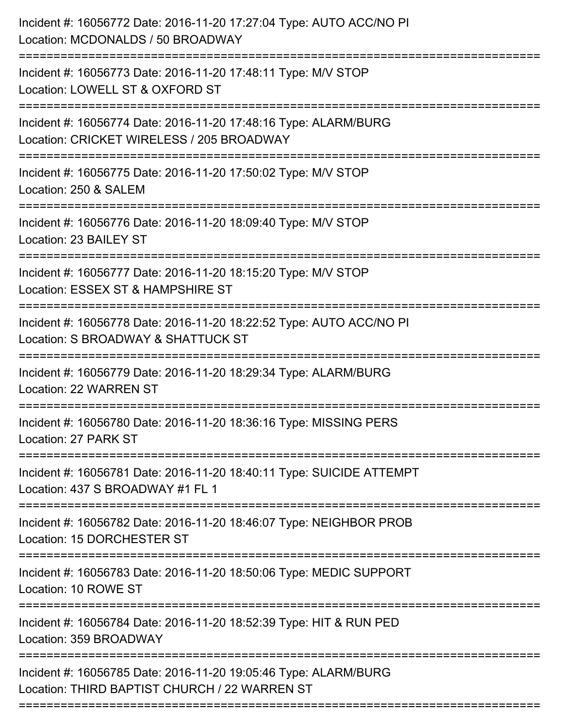Incident #: 16056772 Date: 2016-11-20 17:27:04 Type: AUTO ACC/NO PI
Location: MCDONALDS / 50 BROADWAY

===========================================================================

Incident #: 16056773 Date: 2016-11-20 17:48:11 Type: M/V STOP
Location: LOWELL ST & OXFORD ST

===========================================================================

Incident #: 16056774 Date: 2016-11-20 17:48:16 Type: ALARM/BURG
Location: CRICKET WIRELESS / 205 BROADWAY

===========================================================================

Incident #: 16056775 Date: 2016-11-20 17:50:02 Type: M/V STOP
Location: 250 & SALEM

===========================================================================

Incident #: 16056776 Date: 2016-11-20 18:09:40 Type: M/V STOP
Location: 23 BAILEY ST

===========================================================================

Incident #: 16056777 Date: 2016-11-20 18:15:20 Type: M/V STOP
Location: ESSEX ST & HAMPSHIRE ST

===========================================================================

Incident #: 16056778 Date: 2016-11-20 18:22:52 Type: AUTO ACC/NO PI
Location: S BROADWAY & SHATTUCK ST

===========================================================================

Incident #: 16056779 Date: 2016-11-20 18:29:34 Type: ALARM/BURG
Location: 22 WARREN ST

===========================================================================

Incident #: 16056780 Date: 2016-11-20 18:36:16 Type: MISSING PERS
Location: 27 PARK ST

===========================================================================

Incident #: 16056781 Date: 2016-11-20 18:40:11 Type: SUICIDE ATTEMPT
Location: 437 S BROADWAY #1 FL 1

===========================================================================

Incident #: 16056782 Date: 2016-11-20 18:46:07 Type: NEIGHBOR PROB
Location: 15 DORCHESTER ST

===========================================================================

Incident #: 16056783 Date: 2016-11-20 18:50:06 Type: MEDIC SUPPORT
Location: 10 ROWE ST

===========================================================================

Incident #: 16056784 Date: 2016-11-20 18:52:39 Type: HIT & RUN PED
Location: 359 BROADWAY

===========================================================================

Incident #: 16056785 Date: 2016-11-20 19:05:46 Type: ALARM/BURG
Location: THIRD BAPTIST CHURCH / 22 WARREN ST

===========================================================================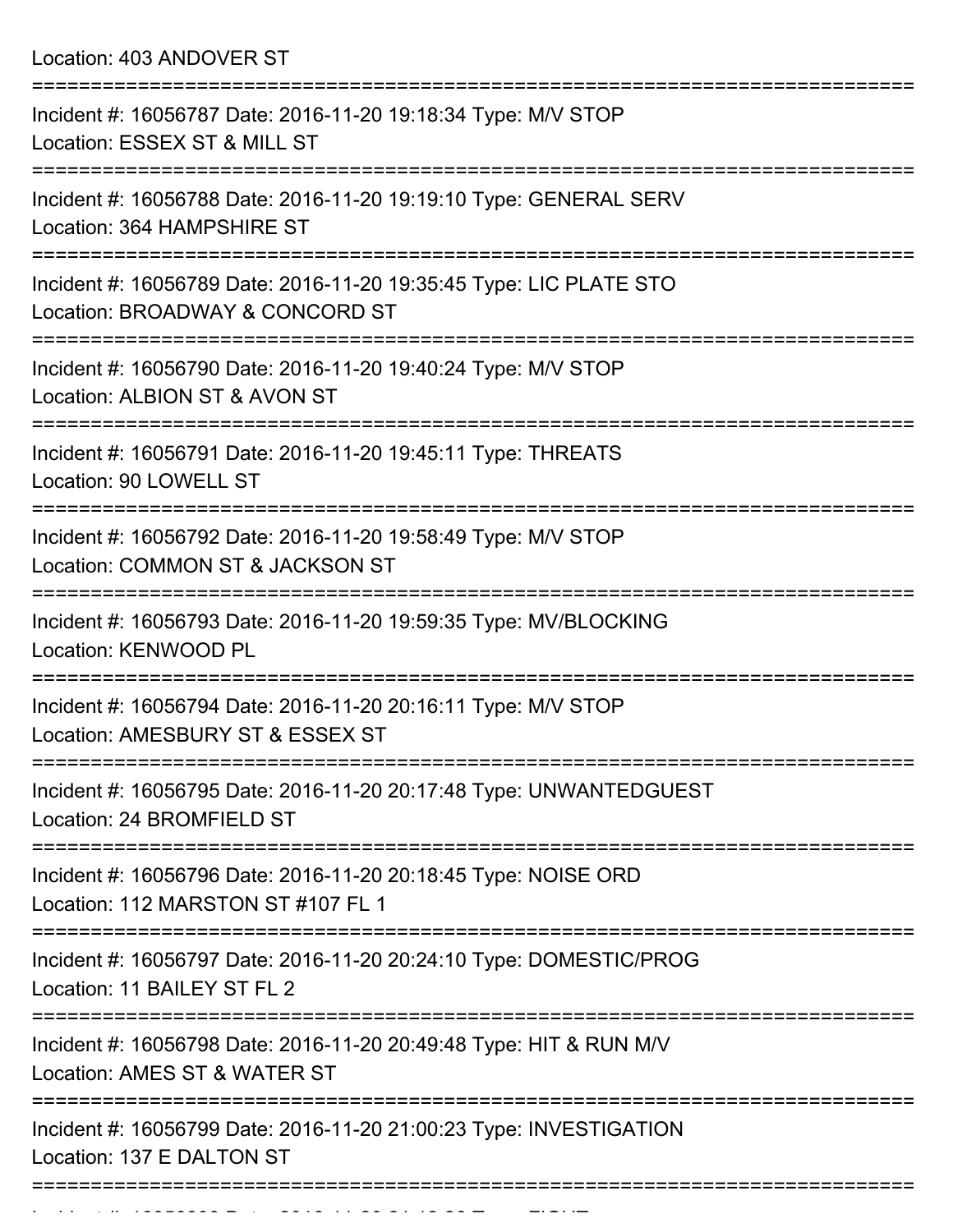Location: 403 ANDOVER ST

===========================================================================

Incident #: 16056787 Date: 2016-11-20 19:18:34 Type: M/V STOP
Location: ESSEX ST & MILL ST

===========================================================================

Incident #: 16056788 Date: 2016-11-20 19:19:10 Type: GENERAL SERV
Location: 364 HAMPSHIRE ST

===========================================================================

Incident #: 16056789 Date: 2016-11-20 19:35:45 Type: LIC PLATE STO
Location: BROADWAY & CONCORD ST

===========================================================================

Incident #: 16056790 Date: 2016-11-20 19:40:24 Type: M/V STOP
Location: ALBION ST & AVON ST

===========================================================================

Incident #: 16056791 Date: 2016-11-20 19:45:11 Type: THREATS
Location: 90 LOWELL ST

===========================================================================

Incident #: 16056792 Date: 2016-11-20 19:58:49 Type: M/V STOP
Location: COMMON ST & JACKSON ST

===========================================================================

Incident #: 16056793 Date: 2016-11-20 19:59:35 Type: MV/BLOCKING
Location: KENWOOD PL

===========================================================================

Incident #: 16056794 Date: 2016-11-20 20:16:11 Type: M/V STOP
Location: AMESBURY ST & ESSEX ST

===========================================================================

Incident #: 16056795 Date: 2016-11-20 20:17:48 Type: UNWANTEDGUEST
Location: 24 BROMFIELD ST

===========================================================================

Incident #: 16056796 Date: 2016-11-20 20:18:45 Type: NOISE ORD
Location: 112 MARSTON ST #107 FL 1

===========================================================================

Incident #: 16056797 Date: 2016-11-20 20:24:10 Type: DOMESTIC/PROG
Location: 11 BAILEY ST FL 2

===========================================================================

Incident #: 16056798 Date: 2016-11-20 20:49:48 Type: HIT & RUN M/V
Location: AMES ST & WATER ST

===========================================================================

Incident #: 16056799 Date: 2016-11-20 21:00:23 Type: INVESTIGATION
Location: 137 E DALTON ST

===========================================================================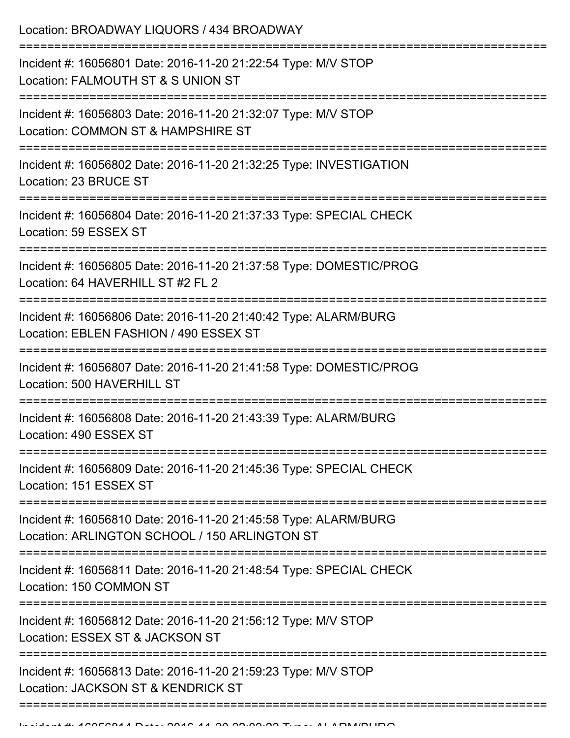Location: BROADWAY LIQUORS / 434 BROADWAY

===========================================================================

Incident #: 16056801 Date: 2016-11-20 21:22:54 Type: M/V STOP
Location: FALMOUTH ST & S UNION ST

===========================================================================

Incident #: 16056803 Date: 2016-11-20 21:32:07 Type: M/V STOP
Location: COMMON ST & HAMPSHIRE ST

===========================================================================

Incident #: 16056802 Date: 2016-11-20 21:32:25 Type: INVESTIGATION
Location: 23 BRUCE ST

===========================================================================

Incident #: 16056804 Date: 2016-11-20 21:37:33 Type: SPECIAL CHECK
Location: 59 ESSEX ST

===========================================================================

Incident #: 16056805 Date: 2016-11-20 21:37:58 Type: DOMESTIC/PROG
Location: 64 HAVERHILL ST #2 FL 2

===========================================================================

Incident #: 16056806 Date: 2016-11-20 21:40:42 Type: ALARM/BURG
Location: EBLEN FASHION / 490 ESSEX ST

===========================================================================

Incident #: 16056807 Date: 2016-11-20 21:41:58 Type: DOMESTIC/PROG
Location: 500 HAVERHILL ST

===========================================================================

Incident #: 16056808 Date: 2016-11-20 21:43:39 Type: ALARM/BURG
Location: 490 ESSEX ST

===========================================================================

Incident #: 16056809 Date: 2016-11-20 21:45:36 Type: SPECIAL CHECK
Location: 151 ESSEX ST

===========================================================================

Incident #: 16056810 Date: 2016-11-20 21:45:58 Type: ALARM/BURG
Location: ARLINGTON SCHOOL / 150 ARLINGTON ST

===========================================================================

Incident #: 16056811 Date: 2016-11-20 21:48:54 Type: SPECIAL CHECK
Location: 150 COMMON ST

===========================================================================

Incident #: 16056812 Date: 2016-11-20 21:56:12 Type: M/V STOP
Location: ESSEX ST & JACKSON ST

===========================================================================

Incident #: 16056813 Date: 2016-11-20 21:59:23 Type: M/V STOP
Location: JACKSON ST & KENDRICK ST

===========================================================================

Incident #: 16056814 Date: 2016-11-20 22:02:22 Type: ALARM/BURG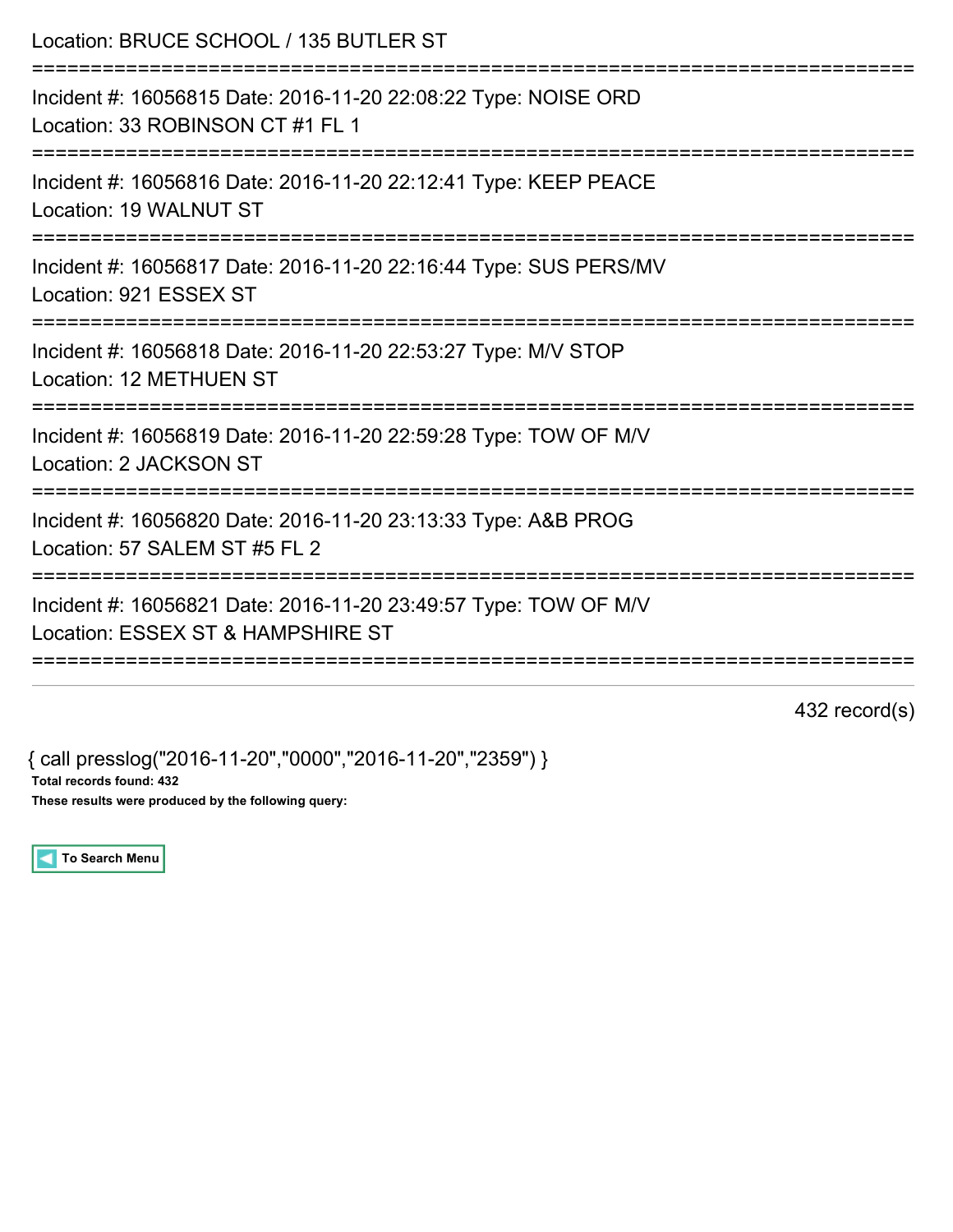Location: BRUCE SCHOOL / 135 BUTLER ST

===========================================================================

Incident #: 16056815 Date: 2016-11-20 22:08:22 Type: NOISE ORD
Location: 33 ROBINSON CT #1 FL 1

===========================================================================

Incident #: 16056816 Date: 2016-11-20 22:12:41 Type: KEEP PEACE
Location: 19 WALNUT ST

===========================================================================

Incident #: 16056817 Date: 2016-11-20 22:16:44 Type: SUS PERS/MV
Location: 921 ESSEX ST

===========================================================================

Incident #: 16056818 Date: 2016-11-20 22:53:27 Type: M/V STOP
Location: 12 METHUEN ST

===========================================================================

Incident #: 16056819 Date: 2016-11-20 22:59:28 Type: TOW OF M/V
Location: 2 JACKSON ST

===========================================================================

Incident #: 16056820 Date: 2016-11-20 23:13:33 Type: A&B PROG
Location: 57 SALEM ST #5 FL 2

===========================================================================

Incident #: 16056821 Date: 2016-11-20 23:49:57 Type: TOW OF M/V
Location: ESSEX ST & HAMPSHIRE ST

===========================================================================

432 record(s)

{ call presslog("2016-11-20","0000","2016-11-20","2359") }

**Total records found: 432**

**These results were produced by the following query:**

To Search Menu